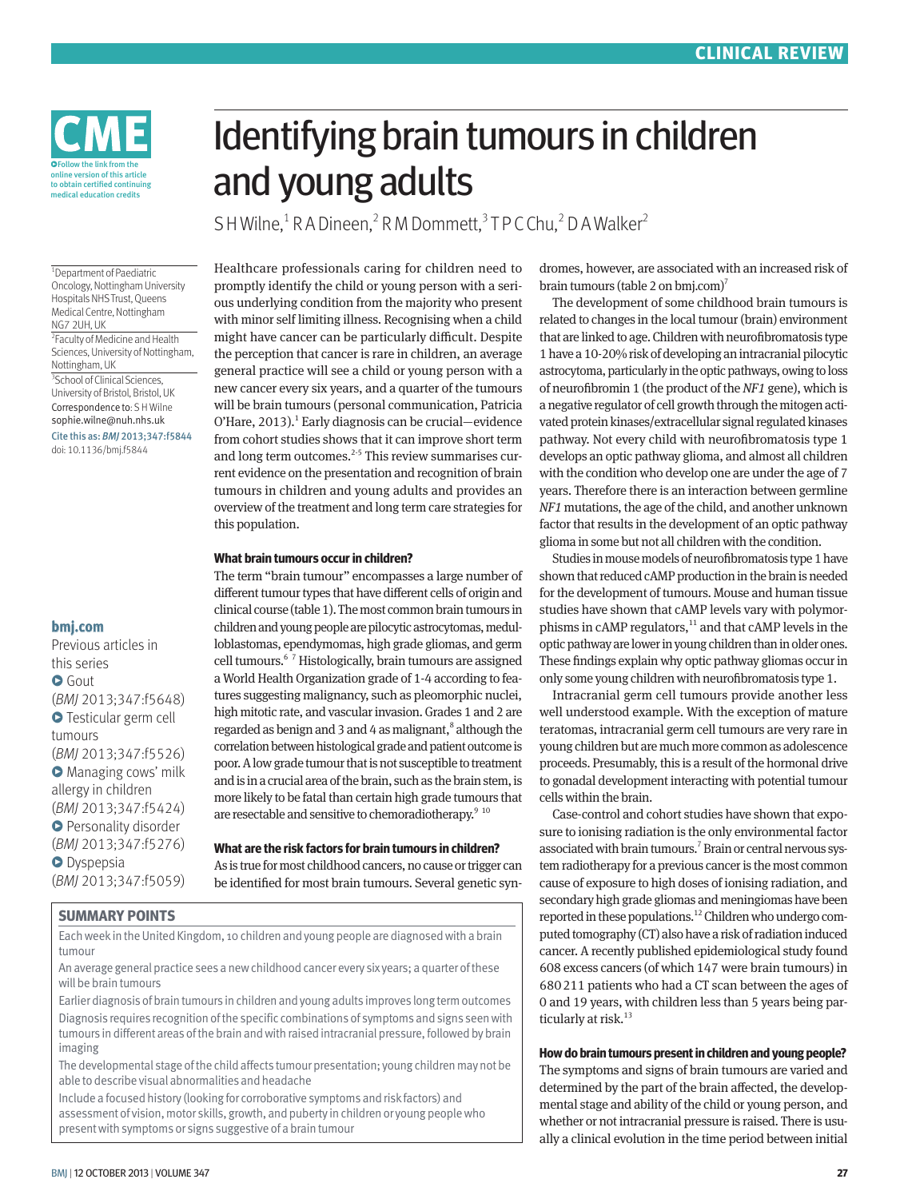# Identifying brain tumours in children and young adults

S H Wilne,[1] R A Dineen,[2] R M Dommett,[3] T P C Chu,[2] D A Walker[2]

[1]Department of Paediatric Oncology, Nottingham University Hospitals NHS Trust, Queens Medical Centre, Nottingham NG7 2UH, UK

[2]Faculty of Medicine and Health Sciences, University of Nottingham, Nottingham, UK

[3]School of Clinical Sciences, University of Bristol, Bristol, UK

Correspondence to: S H Wilne sophie.wilne@nuh.nhs.uk

Cite this as: *BMJ* 2013;347:f5844

doi: 10.1136/bmj.f5844

Healthcare professionals caring for children need to promptly identify the child or young person with a serious underlying condition from the majority who present with minor self limiting illness. Recognising when a child might have cancer can be particularly difficult. Despite the perception that cancer is rare in children, an average general practice will see a child or young person with a new cancer every six years, and a quarter of the tumours will be brain tumours (personal communication, Patricia O'Hare, 2013).[1] Early diagnosis can be crucial—evidence from cohort studies shows that it can improve short term and long term outcomes.[2-5] This review summarises current evidence on the presentation and recognition of brain tumours in children and young adults and provides an overview of the treatment and long term care strategies for this population.

### What brain tumours occur in children?

The term "brain tumour" encompasses a large number of different tumour types that have different cells of origin and clinical course (table 1). The most common brain tumours in children and young people are pilocytic astrocytomas, medulloblastomas, ependymomas, high grade gliomas, and germ cell tumours.[6 7] Histologically, brain tumours are assigned a World Health Organization grade of 1-4 according to features suggesting malignancy, such as pleomorphic nuclei, high mitotic rate, and vascular invasion. Grades 1 and 2 are regarded as benign and 3 and 4 as malignant,[8] although the correlation between histological grade and patient outcome is poor. A low grade tumour that is not susceptible to treatment and is in a crucial area of the brain, such as the brain stem, is more likely to be fatal than certain high grade tumours that are resectable and sensitive to chemoradiotherapy.[9 10]

### What are the risk factors for brain tumours in children?

As is true for most childhood cancers, no cause or trigger can be identified for most brain tumours. Several genetic syndromes, however, are associated with an increased risk of brain tumours (table 2 on bmj.com)[7]

The development of some childhood brain tumours is related to changes in the local tumour (brain) environment that are linked to age. Children with neurofibromatosis type 1 have a 10-20% risk of developing an intracranial pilocytic astrocytoma, particularly in the optic pathways, owing to loss of neurofibromin 1 (the product of the *NF1* gene), which is a negative regulator of cell growth through the mitogen activated protein kinases/extracellular signal regulated kinases pathway. Not every child with neurofibromatosis type 1 develops an optic pathway glioma, and almost all children with the condition who develop one are under the age of 7 years. Therefore there is an interaction between germline *NF1* mutations, the age of the child, and another unknown factor that results in the development of an optic pathway glioma in some but not all children with the condition.

Studies in mouse models of neurofibromatosis type 1 have shown that reduced cAMP production in the brain is needed for the development of tumours. Mouse and human tissue studies have shown that cAMP levels vary with polymorphisms in cAMP regulators,[11] and that cAMP levels in the optic pathway are lower in young children than in older ones. These findings explain why optic pathway gliomas occur in only some young children with neurofibromatosis type 1.

Intracranial germ cell tumours provide another less well understood example. With the exception of mature teratomas, intracranial germ cell tumours are very rare in young children but are much more common as adolescence proceeds. Presumably, this is a result of the hormonal drive to gonadal development interacting with potential tumour cells within the brain.

Case-control and cohort studies have shown that exposure to ionising radiation is the only environmental factor associated with brain tumours.[7] Brain or central nervous system radiotherapy for a previous cancer is the most common cause of exposure to high doses of ionising radiation, and secondary high grade gliomas and meningiomas have been reported in these populations.[12] Children who undergo computed tomography (CT) also have a risk of radiation induced cancer. A recently published epidemiological study found 608 excess cancers (of which 147 were brain tumours) in 680 211 patients who had a CT scan between the ages of 0 and 19 years, with children less than 5 years being particularly at risk.[13]

### How do brain tumours present in children and young people?

The symptoms and signs of brain tumours are varied and determined by the part of the brain affected, the developmental stage and ability of the child or young person, and whether or not intracranial pressure is raised. There is usually a clinical evolution in the time period between initial

## SUMMARY POINTS

- Each week in the United Kingdom, 10 children and young people are diagnosed with a brain tumour
- An average general practice sees a new childhood cancer every six years; a quarter of these will be brain tumours
- Earlier diagnosis of brain tumours in children and young adults improves long term outcomes
- Diagnosis requires recognition of the specific combinations of symptoms and signs seen with tumours in different areas of the brain and with raised intracranial pressure, followed by brain imaging
- The developmental stage of the child affects tumour presentation; young children may not be able to describe visual abnormalities and headache
- Include a focused history (looking for corroborative symptoms and risk factors) and assessment of vision, motor skills, growth, and puberty in children or young people who present with symptoms or signs suggestive of a brain tumour

**bmj.com**

Previous articles in this series

- Gout (*BMJ* 2013;347:f5648)
- Testicular germ cell tumours (*BMJ* 2013;347:f5526)
- Managing cows' milk allergy in children (*BMJ* 2013;347:f5424)
- Personality disorder (*BMJ* 2013;347:f5276)
- Dyspepsia (*BMJ* 2013;347:f5059)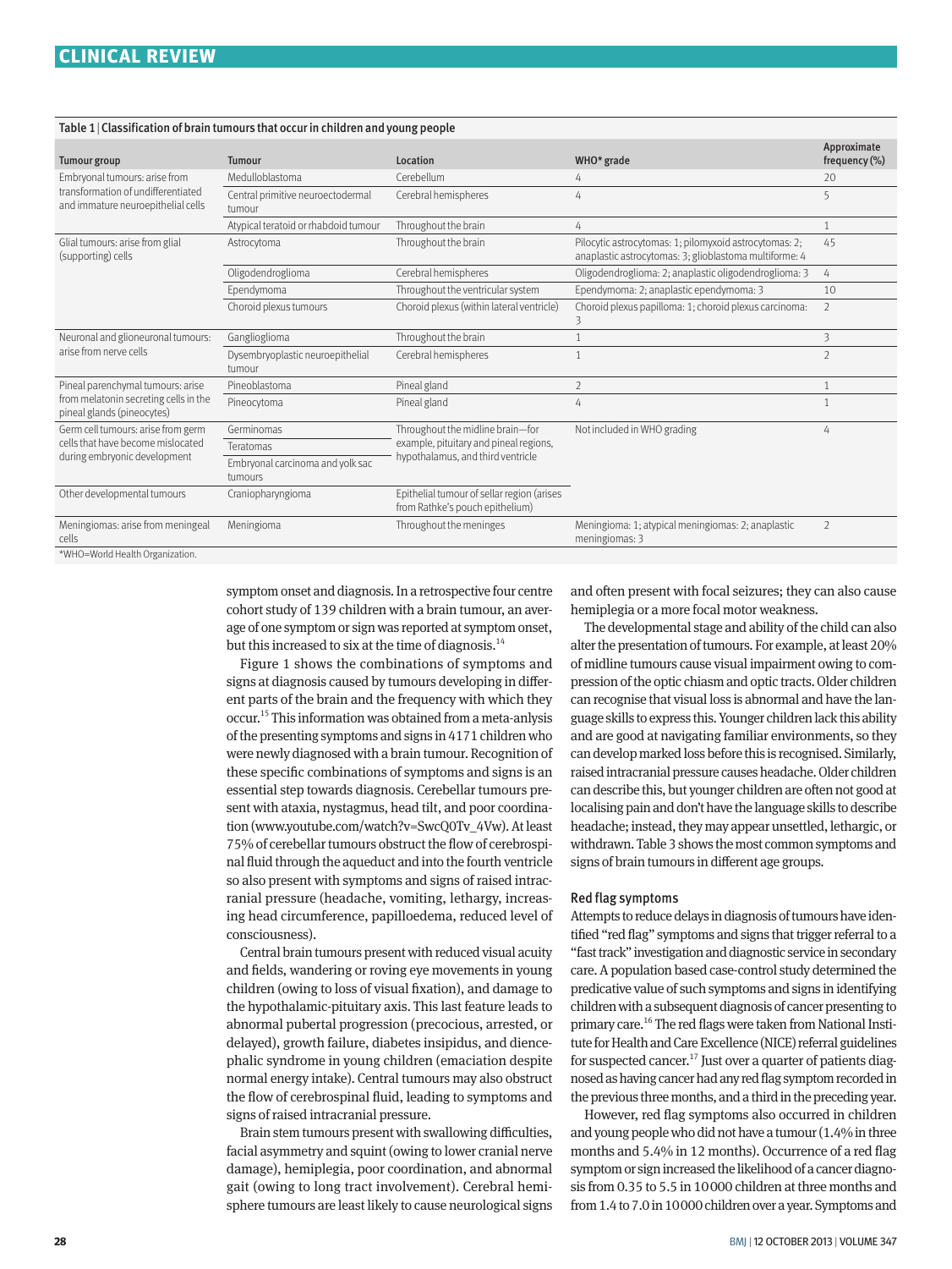Table 1 | Classification of brain tumours that occur in children and young people

| Tumour group | Tumour | Location | WHO* grade | Approximate frequency (%) |
|---|---|---|---|---|
| Embryonal tumours: arise from transformation of undifferentiated and immature neuroepithelial cells | Medulloblastoma | Cerebellum | 4 | 20 |
| | Central primitive neuroectodermal tumour | Cerebral hemispheres | 4 | 5 |
| | Atypical teratoid or rhabdoid tumour | Throughout the brain | 4 | 1 |
| Glial tumours: arise from glial (supporting) cells | Astrocytoma | Throughout the brain | Pilocytic astrocytomas: 1; pilomyxoid astrocytomas: 2; anaplastic astrocytomas: 3; glioblastoma multiforme: 4 | 45 |
| | Oligodendroglioma | Cerebral hemispheres | Oligodendroglioma: 2; anaplastic oligodendroglioma: 3 | 4 |
| | Ependymoma | Throughout the ventricular system | Ependymoma: 2; anaplastic ependymoma: 3 | 10 |
| | Choroid plexus tumours | Choroid plexus (within lateral ventricle) | Choroid plexus papilloma: 1; choroid plexus carcinoma: 3 | 2 |
| Neuronal and glioneuronal tumours: arise from nerve cells | Ganglioglioma | Throughout the brain | 1 | 3 |
| | Dysembryoplastic neuroepithelial tumour | Cerebral hemispheres | 1 | 2 |
| Pineal parenchymal tumours: arise from melatonin secreting cells in the pineal glands (pineocytes) | Pineoblastoma | Pineal gland | 2 | 1 |
| | Pineocytoma | Pineal gland | 4 | 1 |
| Germ cell tumours: arise from germ cells that have become mislocated during embryonic development | Germinomas | Throughout the midline brain—for example, pituitary and pineal regions, hypothalamus, and third ventricle | Not included in WHO grading | 4 |
| | Teratomas | | | |
| | Embryonal carcinoma and yolk sac tumours | | | |
| Other developmental tumours | Craniopharyngioma | Epithelial tumour of sellar region (arises from Rathke's pouch epithelium) | | |
| Meningiomas: arise from meningeal cells | Meningioma | Throughout the meninges | Meningioma: 1; atypical meningiomas: 2; anaplastic meningiomas: 3 | 2 |

*WHO=World Health Organization.

symptom onset and diagnosis. In a retrospective four centre cohort study of 139 children with a brain tumour, an average of one symptom or sign was reported at symptom onset, but this increased to six at the time of diagnosis.[14]

Figure 1 shows the combinations of symptoms and signs at diagnosis caused by tumours developing in different parts of the brain and the frequency with which they occur.[15] This information was obtained from a meta-anlysis of the presenting symptoms and signs in 4171 children who were newly diagnosed with a brain tumour. Recognition of these specific combinations of symptoms and signs is an essential step towards diagnosis. Cerebellar tumours present with ataxia, nystagmus, head tilt, and poor coordination (www.youtube.com/watch?v=SwcQ0Tv_4Vw). At least 75% of cerebellar tumours obstruct the flow of cerebrospinal fluid through the aqueduct and into the fourth ventricle so also present with symptoms and signs of raised intracranial pressure (headache, vomiting, lethargy, increasing head circumference, papilloedema, reduced level of consciousness).

Central brain tumours present with reduced visual acuity and fields, wandering or roving eye movements in young children (owing to loss of visual fixation), and damage to the hypothalamic-pituitary axis. This last feature leads to abnormal pubertal progression (precocious, arrested, or delayed), growth failure, diabetes insipidus, and diencephalic syndrome in young children (emaciation despite normal energy intake). Central tumours may also obstruct the flow of cerebrospinal fluid, leading to symptoms and signs of raised intracranial pressure.

Brain stem tumours present with swallowing difficulties, facial asymmetry and squint (owing to lower cranial nerve damage), hemiplegia, poor coordination, and abnormal gait (owing to long tract involvement). Cerebral hemisphere tumours are least likely to cause neurological signs and often present with focal seizures; they can also cause hemiplegia or a more focal motor weakness.

The developmental stage and ability of the child can also alter the presentation of tumours. For example, at least 20% of midline tumours cause visual impairment owing to compression of the optic chiasm and optic tracts. Older children can recognise that visual loss is abnormal and have the language skills to express this. Younger children lack this ability and are good at navigating familiar environments, so they can develop marked loss before this is recognised. Similarly, raised intracranial pressure causes headache. Older children can describe this, but younger children are often not good at localising pain and don't have the language skills to describe headache; instead, they may appear unsettled, lethargic, or withdrawn. Table 3 shows the most common symptoms and signs of brain tumours in different age groups.

### Red flag symptoms

Attempts to reduce delays in diagnosis of tumours have identified "red flag" symptoms and signs that trigger referral to a "fast track" investigation and diagnostic service in secondary care. A population based case-control study determined the predicative value of such symptoms and signs in identifying children with a subsequent diagnosis of cancer presenting to primary care.[16] The red flags were taken from National Institute for Health and Care Excellence (NICE) referral guidelines for suspected cancer.[17] Just over a quarter of patients diagnosed as having cancer had any red flag symptom recorded in the previous three months, and a third in the preceding year.

However, red flag symptoms also occurred in children and young people who did not have a tumour (1.4% in three months and 5.4% in 12 months). Occurrence of a red flag symptom or sign increased the likelihood of a cancer diagnosis from 0.35 to 5.5 in 10 000 children at three months and from 1.4 to 7.0 in 10 000 children over a year. Symptoms and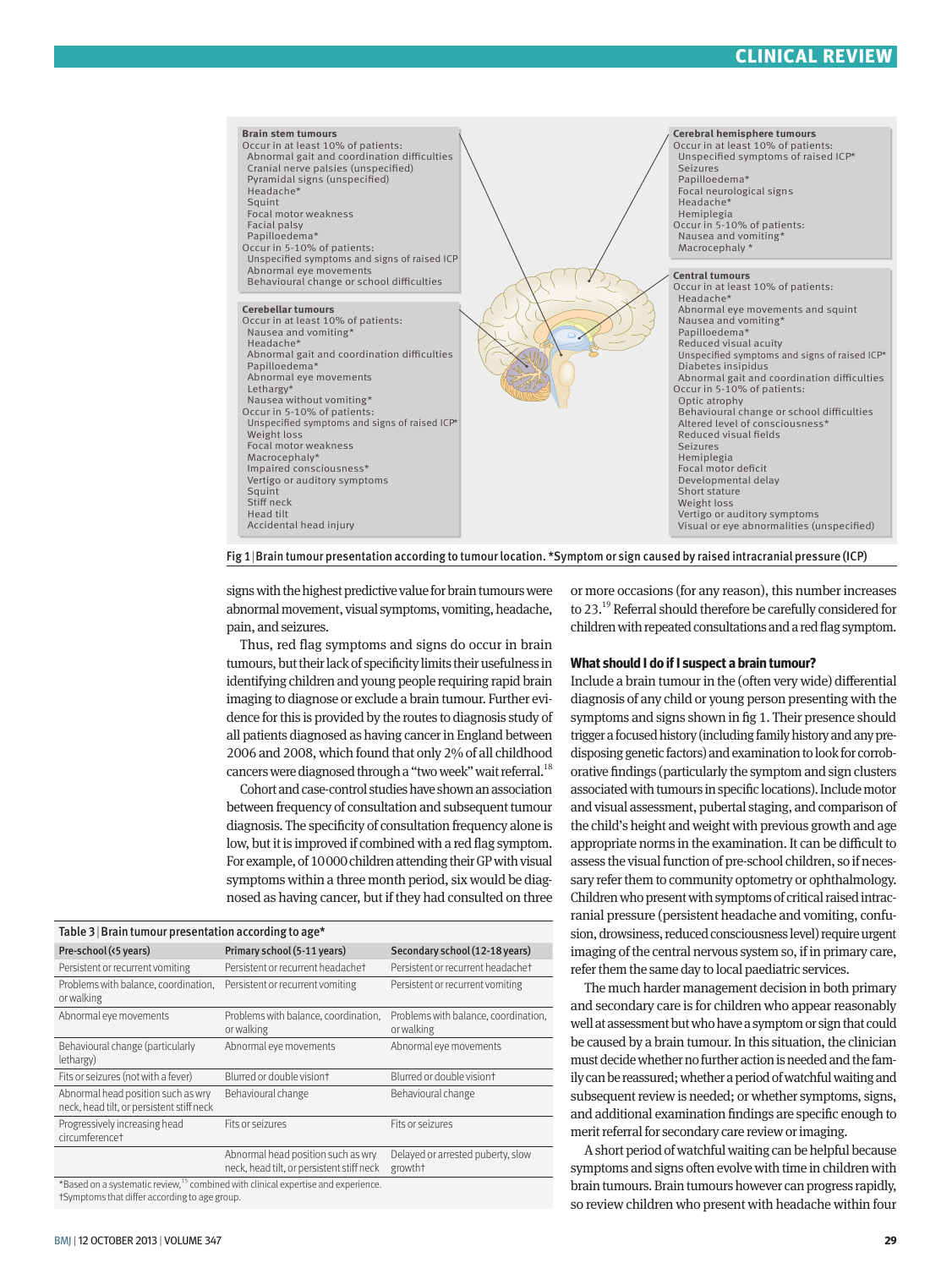**Brain stem tumours**
Occur in at least 10% of patients:
- Abnormal gait and coordination difficulties
- Cranial nerve palsies (unspecified)
- Pyramidal signs (unspecified)
- Headache*
- Squint
- Focal motor weakness
- Facial palsy
- Papilloedema*

Occur in 5-10% of patients:
- Unspecified symptoms and signs of raised ICP
- Abnormal eye movements
- Behavioural change or school difficulties

**Cerebellar tumours**
Occur in at least 10% of patients:
- Nausea and vomiting*
- Headache*
- Abnormal gait and coordination difficulties
- Papilloedema*
- Abnormal eye movements
- Lethargy*
- Nausea without vomiting*

Occur in 5-10% of patients:
- Unspecified symptoms and signs of raised ICP*
- Weight loss
- Focal motor weakness
- Macrocephaly*
- Impaired consciousness*
- Vertigo or auditory symptoms
- Squint
- Stiff neck
- Head tilt
- Accidental head injury

**Cerebral hemisphere tumours**
Occur in at least 10% of patients:
- Unspecified symptoms of raised ICP*
- Seizures
- Papilloedema*
- Focal neurological signs
- Headache*
- Hemiplegia

Occur in 5-10% of patients:
- Nausea and vomiting*
- Macrocephaly *

**Central tumours**
Occur in at least 10% of patients:
- Headache*
- Abnormal eye movements and squint
- Nausea and vomiting*
- Papilloedema*
- Reduced visual acuity
- Unspecified symptoms and signs of raised ICP*
- Diabetes insipidus
- Abnormal gait and coordination difficulties

Occur in 5-10% of patients:
- Optic atrophy
- Behavioural change or school difficulties
- Altered level of consciousness*
- Reduced visual fields
- Seizures
- Hemiplegia
- Focal motor deficit
- Developmental delay
- Short stature
- Weight loss
- Vertigo or auditory symptoms
- Visual or eye abnormalities (unspecified)

Fig 1 | Brain tumour presentation according to tumour location. *Symptom or sign caused by raised intracranial pressure (ICP)

signs with the highest predictive value for brain tumours were abnormal movement, visual symptoms, vomiting, headache, pain, and seizures.

Thus, red flag symptoms and signs do occur in brain tumours, but their lack of specificity limits their usefulness in identifying children and young people requiring rapid brain imaging to diagnose or exclude a brain tumour. Further evidence for this is provided by the routes to diagnosis study of all patients diagnosed as having cancer in England between 2006 and 2008, which found that only 2% of all childhood cancers were diagnosed through a "two week" wait referral.[18]

Cohort and case-control studies have shown an association between frequency of consultation and subsequent tumour diagnosis. The specificity of consultation frequency alone is low, but it is improved if combined with a red flag symptom. For example, of 10 000 children attending their GP with visual symptoms within a three month period, six would be diagnosed as having cancer, but if they had consulted on three or more occasions (for any reason), this number increases to 23.[19] Referral should therefore be carefully considered for children with repeated consultations and a red flag symptom.

Table 3 | Brain tumour presentation according to age*

| Pre-school (<5 years) | Primary school (5-11 years) | Secondary school (12-18 years) |
|---|---|---|
| Persistent or recurrent vomiting | Persistent or recurrent headache† | Persistent or recurrent headache† |
| Problems with balance, coordination, or walking | Persistent or recurrent vomiting | Persistent or recurrent vomiting |
| Abnormal eye movements | Problems with balance, coordination, or walking | Problems with balance, coordination, or walking |
| Behavioural change (particularly lethargy) | Abnormal eye movements | Abnormal eye movements |
| Fits or seizures (not with a fever) | Blurred or double vision† | Blurred or double vision† |
| Abnormal head position such as wry neck, head tilt, or persistent stiff neck | Behavioural change | Behavioural change |
| Progressively increasing head circumference† | Fits or seizures | Fits or seizures |
| | Abnormal head position such as wry neck, head tilt, or persistent stiff neck | Delayed or arrested puberty, slow growth† |

*Based on a systematic review,[15] combined with clinical expertise and experience.
†Symptoms that differ according to age group.

### What should I do if I suspect a brain tumour?

Include a brain tumour in the (often very wide) differential diagnosis of any child or young person presenting with the symptoms and signs shown in fig 1. Their presence should trigger a focused history (including family history and any predisposing genetic factors) and examination to look for corroborative findings (particularly the symptom and sign clusters associated with tumours in specific locations). Include motor and visual assessment, pubertal staging, and comparison of the child's height and weight with previous growth and age appropriate norms in the examination. It can be difficult to assess the visual function of pre-school children, so if necessary refer them to community optometry or ophthalmology. Children who present with symptoms of critical raised intracranial pressure (persistent headache and vomiting, confusion, drowsiness, reduced consciousness level) require urgent imaging of the central nervous system so, if in primary care, refer them the same day to local paediatric services.

The much harder management decision in both primary and secondary care is for children who appear reasonably well at assessment but who have a symptom or sign that could be caused by a brain tumour. In this situation, the clinician must decide whether no further action is needed and the family can be reassured; whether a period of watchful waiting and subsequent review is needed; or whether symptoms, signs, and additional examination findings are specific enough to merit referral for secondary care review or imaging.

A short period of watchful waiting can be helpful because symptoms and signs often evolve with time in children with brain tumours. Brain tumours however can progress rapidly, so review children who present with headache within four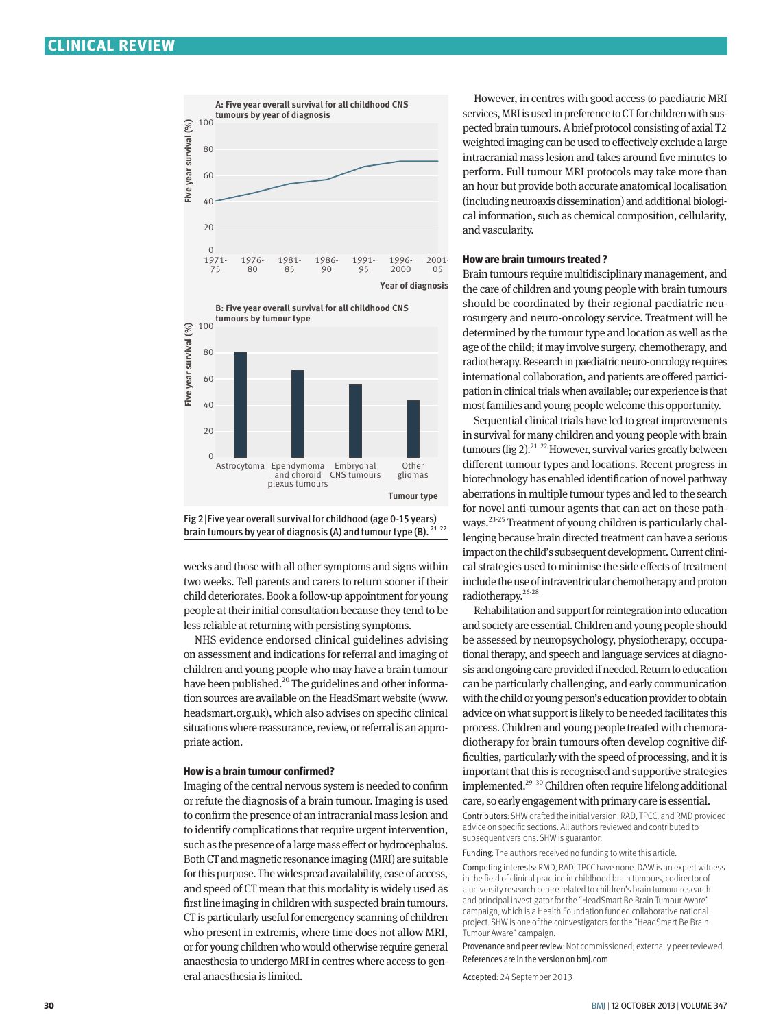A: Five year overall survival for all childhood CNS tumours by year of diagnosis

Five year survival (%)

100
80
60
40
20
0

1971-75
1976-80
1981-85
1986-90
1991-95
1996-2000
2001-05

Year of diagnosis

B: Five year overall survival for all childhood CNS tumours by tumour type

Five year survival (%)

100
80
60
40
20
0

Astrocytoma
Ependymoma and choroid plexus tumours
Embryonal CNS tumours
Other gliomas

Tumour type

Fig 2 | Five year overall survival for childhood (age 0-15 years) brain tumours by year of diagnosis (A) and tumour type (B).[21 22]

weeks and those with all other symptoms and signs within two weeks. Tell parents and carers to return sooner if their child deteriorates. Book a follow-up appointment for young people at their initial consultation because they tend to be less reliable at returning with persisting symptoms.

NHS evidence endorsed clinical guidelines advising on assessment and indications for referral and imaging of children and young people who may have a brain tumour have been published.[20] The guidelines and other information sources are available on the HeadSmart website (www.headsmart.org.uk), which also advises on specific clinical situations where reassurance, review, or referral is an appropriate action.

### How is a brain tumour confirmed?

Imaging of the central nervous system is needed to confirm or refute the diagnosis of a brain tumour. Imaging is used to confirm the presence of an intracranial mass lesion and to identify complications that require urgent intervention, such as the presence of a large mass effect or hydrocephalus. Both CT and magnetic resonance imaging (MRI) are suitable for this purpose. The widespread availability, ease of access, and speed of CT mean that this modality is widely used as first line imaging in children with suspected brain tumours. CT is particularly useful for emergency scanning of children who present in extremis, where time does not allow MRI, or for young children who would otherwise require general anaesthesia to undergo MRI in centres where access to general anaesthesia is limited.

However, in centres with good access to paediatric MRI services, MRI is used in preference to CT for children with suspected brain tumours. A brief protocol consisting of axial T2 weighted imaging can be used to effectively exclude a large intracranial mass lesion and takes around five minutes to perform. Full tumour MRI protocols may take more than an hour but provide both accurate anatomical localisation (including neuroaxis dissemination) and additional biological information, such as chemical composition, cellularity, and vascularity.

### How are brain tumours treated ?

Brain tumours require multidisciplinary management, and the care of children and young people with brain tumours should be coordinated by their regional paediatric neurosurgery and neuro-oncology service. Treatment will be determined by the tumour type and location as well as the age of the child; it may involve surgery, chemotherapy, and radiotherapy. Research in paediatric neuro-oncology requires international collaboration, and patients are offered participation in clinical trials when available; our experience is that most families and young people welcome this opportunity.

Sequential clinical trials have led to great improvements in survival for many children and young people with brain tumours (fig 2).[21 22] However, survival varies greatly between different tumour types and locations. Recent progress in biotechnology has enabled identification of novel pathway aberrations in multiple tumour types and led to the search for novel anti-tumour agents that can act on these pathways.[23-25] Treatment of young children is particularly challenging because brain directed treatment can have a serious impact on the child's subsequent development. Current clinical strategies used to minimise the side effects of treatment include the use of intraventricular chemotherapy and proton radiotherapy.[26-28]

Rehabilitation and support for reintegration into education and society are essential. Children and young people should be assessed by neuropsychology, physiotherapy, occupational therapy, and speech and language services at diagnosis and ongoing care provided if needed. Return to education can be particularly challenging, and early communication with the child or young person's education provider to obtain advice on what support is likely to be needed facilitates this process. Children and young people treated with chemoradiotherapy for brain tumours often develop cognitive difficulties, particularly with the speed of processing, and it is important that this is recognised and supportive strategies implemented.[29 30] Children often require lifelong additional care, so early engagement with primary care is essential.

Contributors: SHW drafted the initial version. RAD, TPCC, and RMD provided advice on specific sections. All authors reviewed and contributed to subsequent versions. SHW is guarantor.

Funding: The authors received no funding to write this article.

Competing interests: RMD, RAD, TPCC have none. DAW is an expert witness in the field of clinical practice in childhood brain tumours, codirector of a university research centre related to children's brain tumour research and principal investigator for the "HeadSmart Be Brain Tumour Aware" campaign, which is a Health Foundation funded collaborative national project. SHW is one of the coinvestigators for the "HeadSmart Be Brain Tumour Aware" campaign.

Provenance and peer review: Not commissioned; externally peer reviewed.

References are in the version on bmj.com

Accepted: 24 September 2013